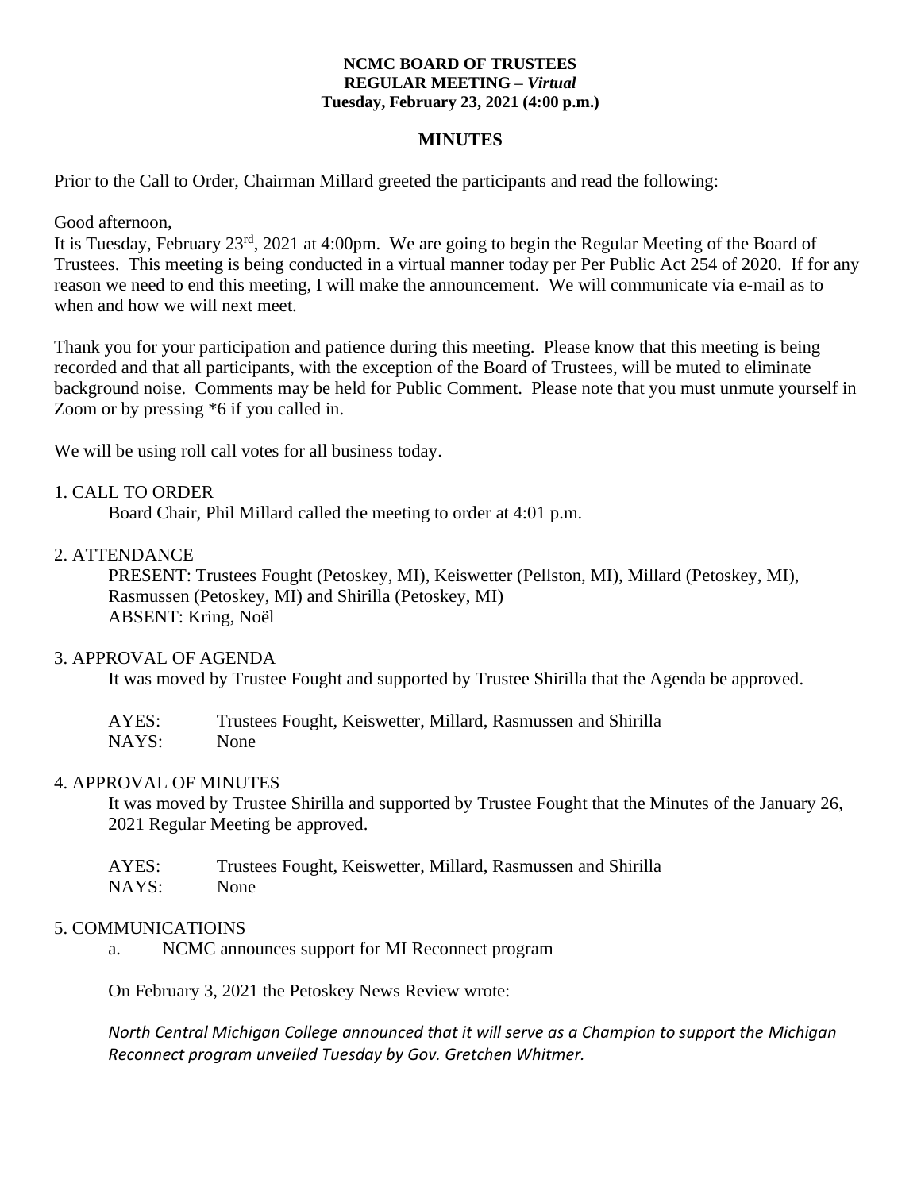**NCMC BOARD OF TRUSTEES**
**REGULAR MEETING – *Virtual***
**Tuesday, February 23, 2021 (4:00 p.m.)**

**MINUTES**

Prior to the Call to Order, Chairman Millard greeted the participants and read the following:

Good afternoon,
It is Tuesday, February 23rd, 2021 at 4:00pm. We are going to begin the Regular Meeting of the Board of Trustees. This meeting is being conducted in a virtual manner today per Per Public Act 254 of 2020. If for any reason we need to end this meeting, I will make the announcement. We will communicate via e-mail as to when and how we will next meet.

Thank you for your participation and patience during this meeting. Please know that this meeting is being recorded and that all participants, with the exception of the Board of Trustees, will be muted to eliminate background noise. Comments may be held for Public Comment. Please note that you must unmute yourself in Zoom or by pressing *6 if you called in.

We will be using roll call votes for all business today.

1. CALL TO ORDER

Board Chair, Phil Millard called the meeting to order at 4:01 p.m.

2. ATTENDANCE

PRESENT: Trustees Fought (Petoskey, MI), Keiswetter (Pellston, MI), Millard (Petoskey, MI), Rasmussen (Petoskey, MI) and Shirilla (Petoskey, MI)
ABSENT: Kring, Noël

3. APPROVAL OF AGENDA

It was moved by Trustee Fought and supported by Trustee Shirilla that the Agenda be approved.

AYES: Trustees Fought, Keiswetter, Millard, Rasmussen and Shirilla
NAYS: None

4. APPROVAL OF MINUTES

It was moved by Trustee Shirilla and supported by Trustee Fought that the Minutes of the January 26, 2021 Regular Meeting be approved.

AYES: Trustees Fought, Keiswetter, Millard, Rasmussen and Shirilla
NAYS: None

5. COMMUNICATIOINS

a. NCMC announces support for MI Reconnect program

On February 3, 2021 the Petoskey News Review wrote:

*North Central Michigan College announced that it will serve as a Champion to support the Michigan Reconnect program unveiled Tuesday by Gov. Gretchen Whitmer.*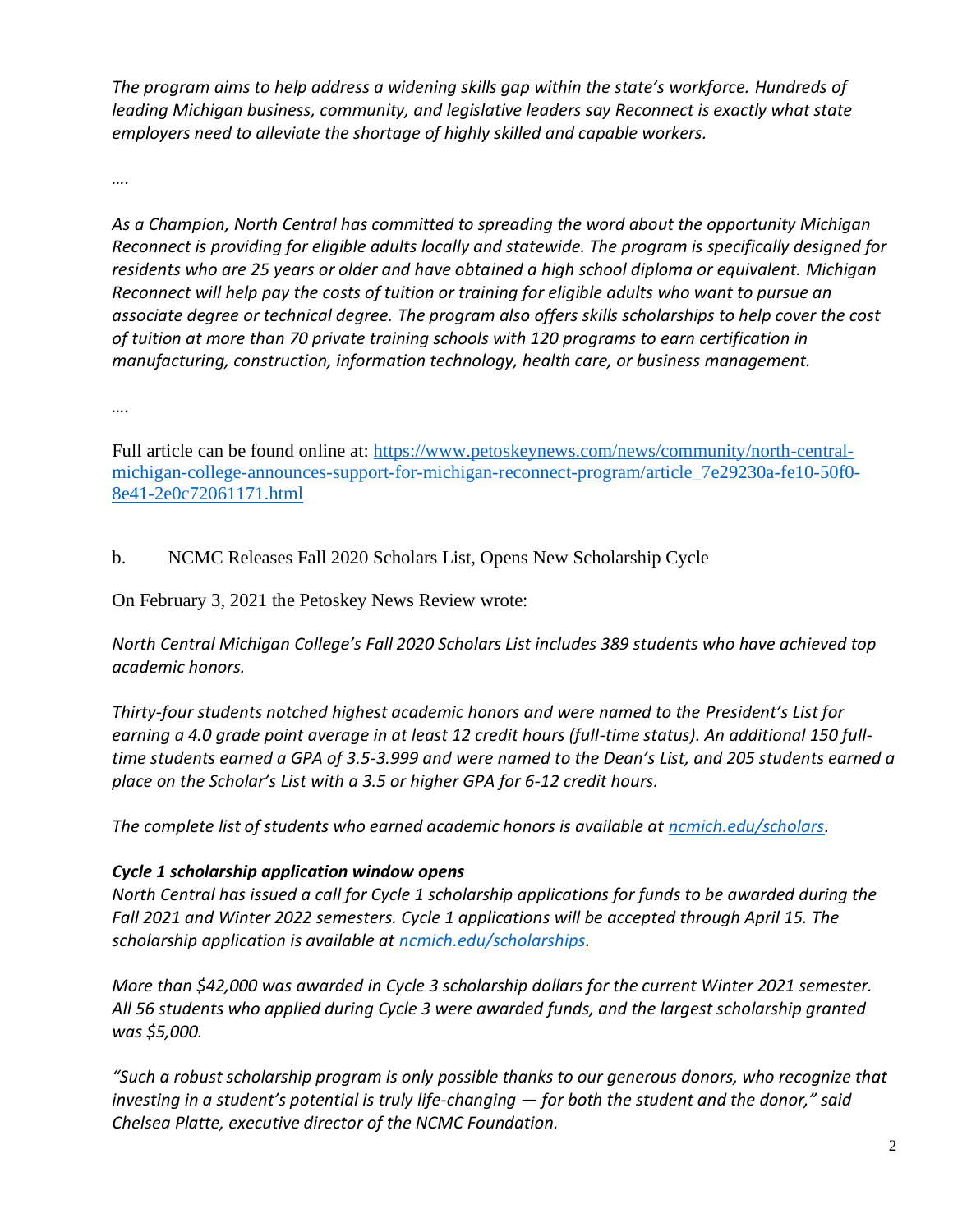*The program aims to help address a widening skills gap within the state's workforce. Hundreds of leading Michigan business, community, and legislative leaders say Reconnect is exactly what state employers need to alleviate the shortage of highly skilled and capable workers.*

*….*

*As a Champion, North Central has committed to spreading the word about the opportunity Michigan Reconnect is providing for eligible adults locally and statewide. The program is specifically designed for residents who are 25 years or older and have obtained a high school diploma or equivalent. Michigan Reconnect will help pay the costs of tuition or training for eligible adults who want to pursue an associate degree or technical degree. The program also offers skills scholarships to help cover the cost of tuition at more than 70 private training schools with 120 programs to earn certification in manufacturing, construction, information technology, health care, or business management.*

*….*

Full article can be found online at: [https://www.petoskeynews.com/news/community/north-central-michigan-college-announces-support-for-michigan-reconnect-program/article_7e29230a-fe10-50f0-8e41-2e0c72061171.html](https://www.petoskeynews.com/news/community/north-central-michigan-college-announces-support-for-michigan-reconnect-program/article_7e29230a-fe10-50f0-8e41-2e0c72061171.html)

b. NCMC Releases Fall 2020 Scholars List, Opens New Scholarship Cycle

On February 3, 2021 the Petoskey News Review wrote:

*North Central Michigan College's Fall 2020 Scholars List includes 389 students who have achieved top academic honors.*

*Thirty-four students notched highest academic honors and were named to the President's List for earning a 4.0 grade point average in at least 12 credit hours (full-time status). An additional 150 full-time students earned a GPA of 3.5-3.999 and were named to the Dean's List, and 205 students earned a place on the Scholar's List with a 3.5 or higher GPA for 6-12 credit hours.*

*The complete list of students who earned academic honors is available at [ncmich.edu/scholars](ncmich.edu/scholars).*

***Cycle 1 scholarship application window opens***

*North Central has issued a call for Cycle 1 scholarship applications for funds to be awarded during the Fall 2021 and Winter 2022 semesters. Cycle 1 applications will be accepted through April 15. The scholarship application is available at [ncmich.edu/scholarships](ncmich.edu/scholarships).*

*More than $42,000 was awarded in Cycle 3 scholarship dollars for the current Winter 2021 semester. All 56 students who applied during Cycle 3 were awarded funds, and the largest scholarship granted was $5,000.*

*"Such a robust scholarship program is only possible thanks to our generous donors, who recognize that investing in a student's potential is truly life-changing — for both the student and the donor," said Chelsea Platte, executive director of the NCMC Foundation.*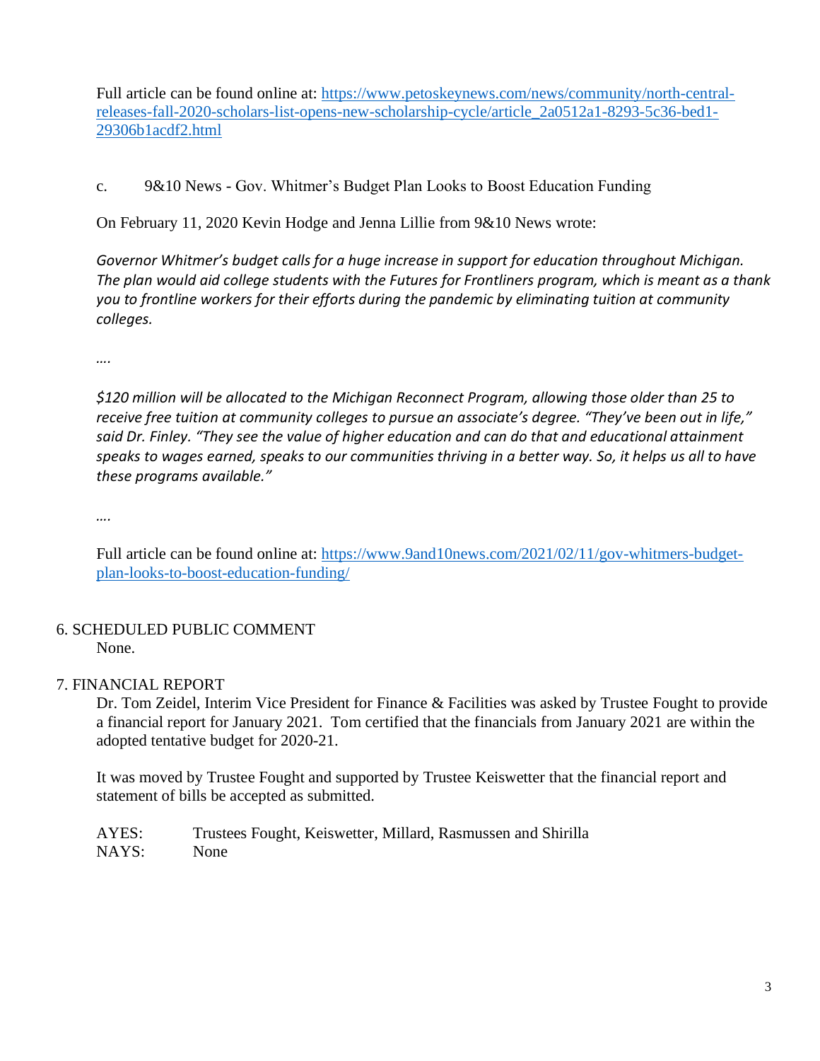Full article can be found online at: https://www.petoskeynews.com/news/community/north-central-releases-fall-2020-scholars-list-opens-new-scholarship-cycle/article_2a0512a1-8293-5c36-bed1-29306b1acdf2.html

c. 9&10 News - Gov. Whitmer's Budget Plan Looks to Boost Education Funding

On February 11, 2020 Kevin Hodge and Jenna Lillie from 9&10 News wrote:

*Governor Whitmer's budget calls for a huge increase in support for education throughout Michigan. The plan would aid college students with the Futures for Frontliners program, which is meant as a thank you to frontline workers for their efforts during the pandemic by eliminating tuition at community colleges.*

*….*

*$120 million will be allocated to the Michigan Reconnect Program, allowing those older than 25 to receive free tuition at community colleges to pursue an associate's degree. "They've been out in life," said Dr. Finley. "They see the value of higher education and can do that and educational attainment speaks to wages earned, speaks to our communities thriving in a better way. So, it helps us all to have these programs available."*

*….*

Full article can be found online at: https://www.9and10news.com/2021/02/11/gov-whitmers-budget-plan-looks-to-boost-education-funding/

6. SCHEDULED PUBLIC COMMENT

None.

7. FINANCIAL REPORT

Dr. Tom Zeidel, Interim Vice President for Finance & Facilities was asked by Trustee Fought to provide a financial report for January 2021. Tom certified that the financials from January 2021 are within the adopted tentative budget for 2020-21.

It was moved by Trustee Fought and supported by Trustee Keiswetter that the financial report and statement of bills be accepted as submitted.

AYES: Trustees Fought, Keiswetter, Millard, Rasmussen and Shirilla
NAYS: None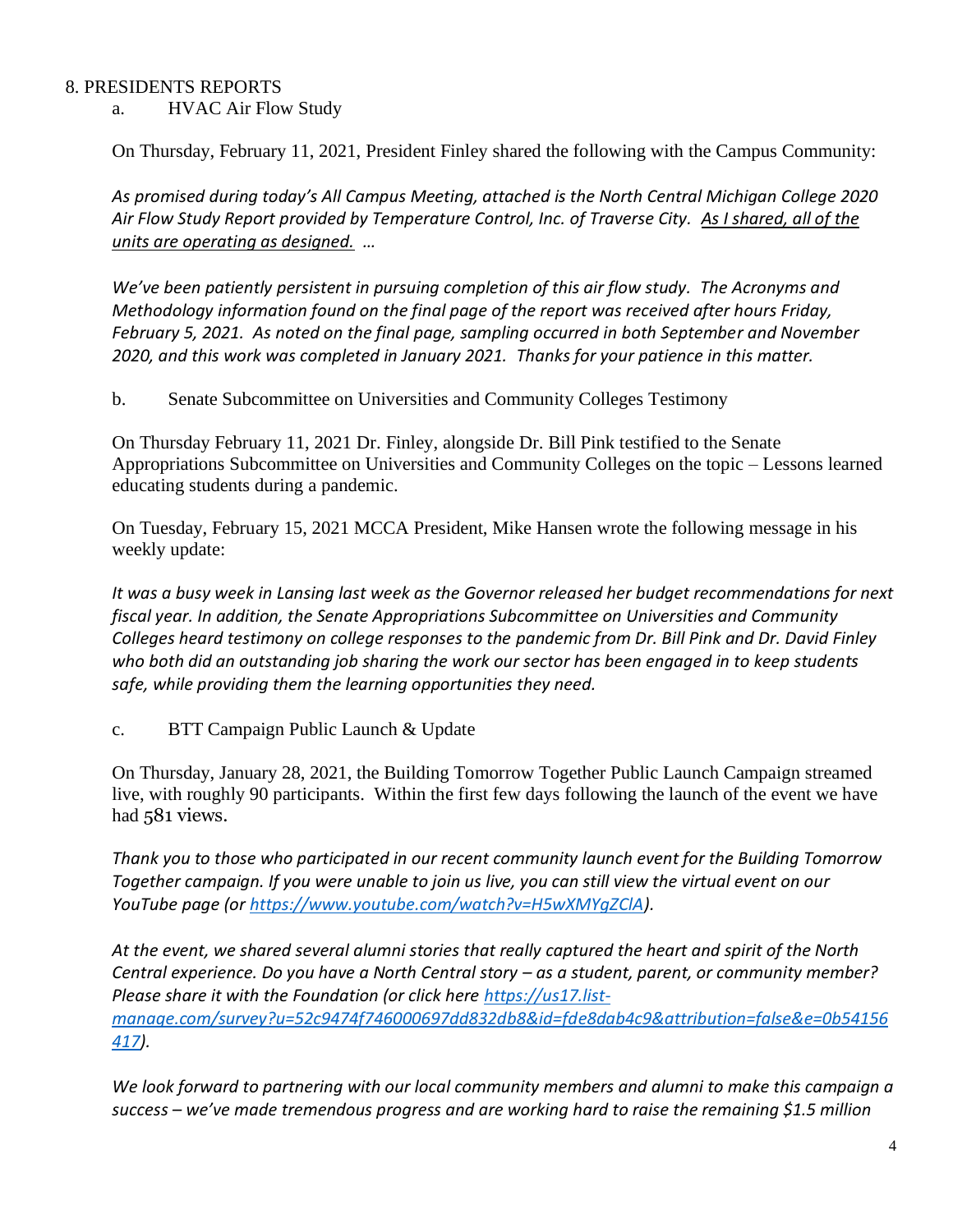8. PRESIDENTS REPORTS

a. HVAC Air Flow Study

On Thursday, February 11, 2021, President Finley shared the following with the Campus Community:

*As promised during today's All Campus Meeting, attached is the North Central Michigan College 2020 Air Flow Study Report provided by Temperature Control, Inc. of Traverse City. <u>As I shared, all of the units are operating as designed.</u> …*

*We've been patiently persistent in pursuing completion of this air flow study. The Acronyms and Methodology information found on the final page of the report was received after hours Friday, February 5, 2021. As noted on the final page, sampling occurred in both September and November 2020, and this work was completed in January 2021. Thanks for your patience in this matter.*

b. Senate Subcommittee on Universities and Community Colleges Testimony

On Thursday February 11, 2021 Dr. Finley, alongside Dr. Bill Pink testified to the Senate Appropriations Subcommittee on Universities and Community Colleges on the topic – Lessons learned educating students during a pandemic.

On Tuesday, February 15, 2021 MCCA President, Mike Hansen wrote the following message in his weekly update:

*It was a busy week in Lansing last week as the Governor released her budget recommendations for next fiscal year. In addition, the Senate Appropriations Subcommittee on Universities and Community Colleges heard testimony on college responses to the pandemic from Dr. Bill Pink and Dr. David Finley who both did an outstanding job sharing the work our sector has been engaged in to keep students safe, while providing them the learning opportunities they need.*

c. BTT Campaign Public Launch & Update

On Thursday, January 28, 2021, the Building Tomorrow Together Public Launch Campaign streamed live, with roughly 90 participants. Within the first few days following the launch of the event we have had 581 views.

*Thank you to those who participated in our recent community launch event for the Building Tomorrow Together campaign. If you were unable to join us live, you can still view the virtual event on our YouTube page (or [https://www.youtube.com/watch?v=H5wXMYgZClA](https://www.youtube.com/watch?v=H5wXMYgZClA)).*

*At the event, we shared several alumni stories that really captured the heart and spirit of the North Central experience. Do you have a North Central story – as a student, parent, or community member? Please share it with the Foundation (or click here [https://us17.list-manage.com/survey?u=52c9474f746000697dd832db8&id=fde8dab4c9&attribution=false&e=0b54156417](https://us17.list-manage.com/survey?u=52c9474f746000697dd832db8&id=fde8dab4c9&attribution=false&e=0b54156417)).*

*We look forward to partnering with our local community members and alumni to make this campaign a success – we've made tremendous progress and are working hard to raise the remaining $1.5 million*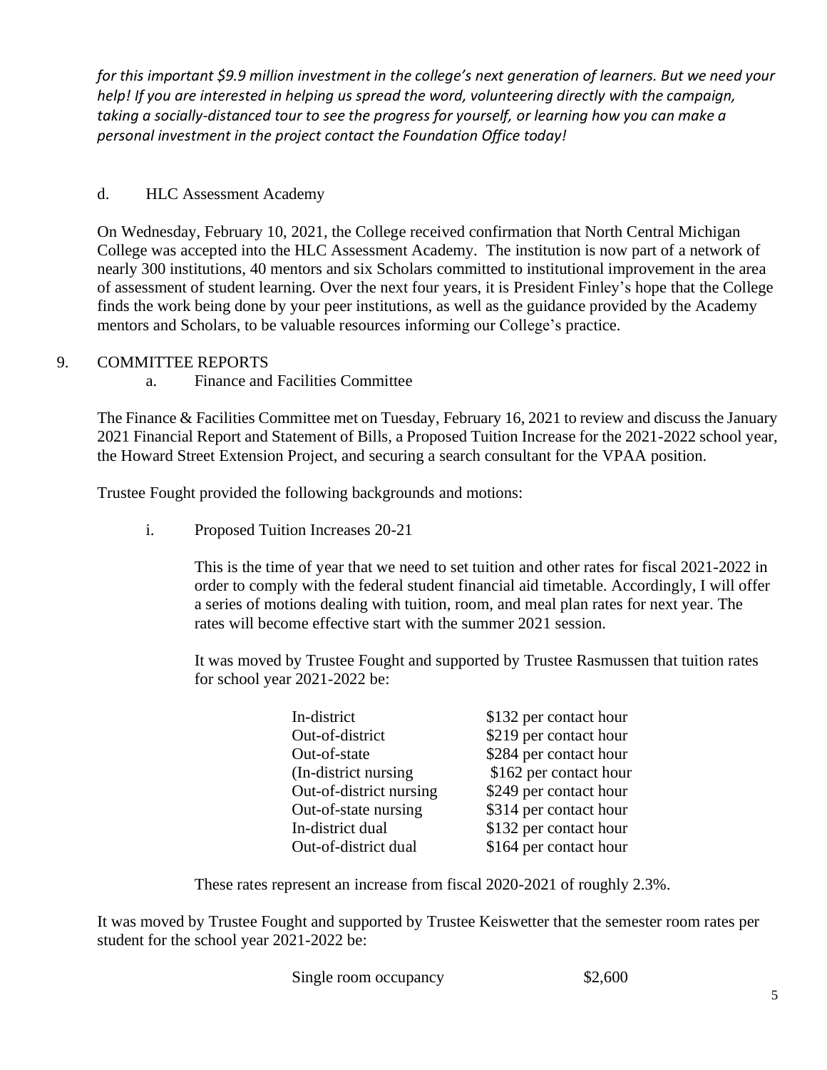*for this important $9.9 million investment in the college's next generation of learners. But we need your help! If you are interested in helping us spread the word, volunteering directly with the campaign, taking a socially-distanced tour to see the progress for yourself, or learning how you can make a personal investment in the project contact the Foundation Office today!*

d. HLC Assessment Academy

On Wednesday, February 10, 2021, the College received confirmation that North Central Michigan College was accepted into the HLC Assessment Academy. The institution is now part of a network of nearly 300 institutions, 40 mentors and six Scholars committed to institutional improvement in the area of assessment of student learning. Over the next four years, it is President Finley's hope that the College finds the work being done by your peer institutions, as well as the guidance provided by the Academy mentors and Scholars, to be valuable resources informing our College's practice.

9. COMMITTEE REPORTS
   a. Finance and Facilities Committee

The Finance & Facilities Committee met on Tuesday, February 16, 2021 to review and discuss the January 2021 Financial Report and Statement of Bills, a Proposed Tuition Increase for the 2021-2022 school year, the Howard Street Extension Project, and securing a search consultant for the VPAA position.

Trustee Fought provided the following backgrounds and motions:

i. Proposed Tuition Increases 20-21

This is the time of year that we need to set tuition and other rates for fiscal 2021-2022 in order to comply with the federal student financial aid timetable. Accordingly, I will offer a series of motions dealing with tuition, room, and meal plan rates for next year. The rates will become effective start with the summer 2021 session.

It was moved by Trustee Fought and supported by Trustee Rasmussen that tuition rates for school year 2021-2022 be:

| | |
|---|---|
| In-district | $132 per contact hour |
| Out-of-district | $219 per contact hour |
| Out-of-state | $284 per contact hour |
| (In-district nursing | $162 per contact hour |
| Out-of-district nursing | $249 per contact hour |
| Out-of-state nursing | $314 per contact hour |
| In-district dual | $132 per contact hour |
| Out-of-district dual | $164 per contact hour |

These rates represent an increase from fiscal 2020-2021 of roughly 2.3%.

It was moved by Trustee Fought and supported by Trustee Keiswetter that the semester room rates per student for the school year 2021-2022 be:

| | |
|---|---|
| Single room occupancy | $2,600 |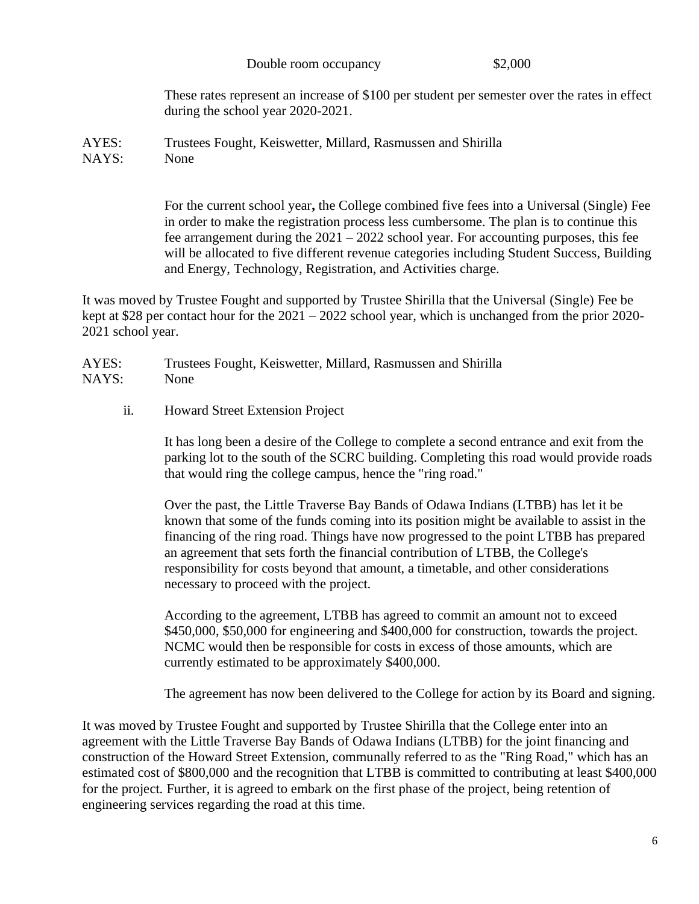Double room occupancy $2,000

These rates represent an increase of $100 per student per semester over the rates in effect during the school year 2020-2021.

AYES: Trustees Fought, Keiswetter, Millard, Rasmussen and Shirilla
NAYS: None

For the current school year**,** the College combined five fees into a Universal (Single) Fee in order to make the registration process less cumbersome. The plan is to continue this fee arrangement during the 2021 – 2022 school year. For accounting purposes, this fee will be allocated to five different revenue categories including Student Success, Building and Energy, Technology, Registration, and Activities charge.

It was moved by Trustee Fought and supported by Trustee Shirilla that the Universal (Single) Fee be kept at $28 per contact hour for the 2021 – 2022 school year, which is unchanged from the prior 2020-2021 school year.

AYES: Trustees Fought, Keiswetter, Millard, Rasmussen and Shirilla
NAYS: None

ii. Howard Street Extension Project

It has long been a desire of the College to complete a second entrance and exit from the parking lot to the south of the SCRC building. Completing this road would provide roads that would ring the college campus, hence the "ring road."

Over the past, the Little Traverse Bay Bands of Odawa Indians (LTBB) has let it be known that some of the funds coming into its position might be available to assist in the financing of the ring road. Things have now progressed to the point LTBB has prepared an agreement that sets forth the financial contribution of LTBB, the College's responsibility for costs beyond that amount, a timetable, and other considerations necessary to proceed with the project.

According to the agreement, LTBB has agreed to commit an amount not to exceed $450,000, $50,000 for engineering and $400,000 for construction, towards the project. NCMC would then be responsible for costs in excess of those amounts, which are currently estimated to be approximately $400,000.

The agreement has now been delivered to the College for action by its Board and signing.

It was moved by Trustee Fought and supported by Trustee Shirilla that the College enter into an agreement with the Little Traverse Bay Bands of Odawa Indians (LTBB) for the joint financing and construction of the Howard Street Extension, communally referred to as the "Ring Road," which has an estimated cost of $800,000 and the recognition that LTBB is committed to contributing at least $400,000 for the project. Further, it is agreed to embark on the first phase of the project, being retention of engineering services regarding the road at this time.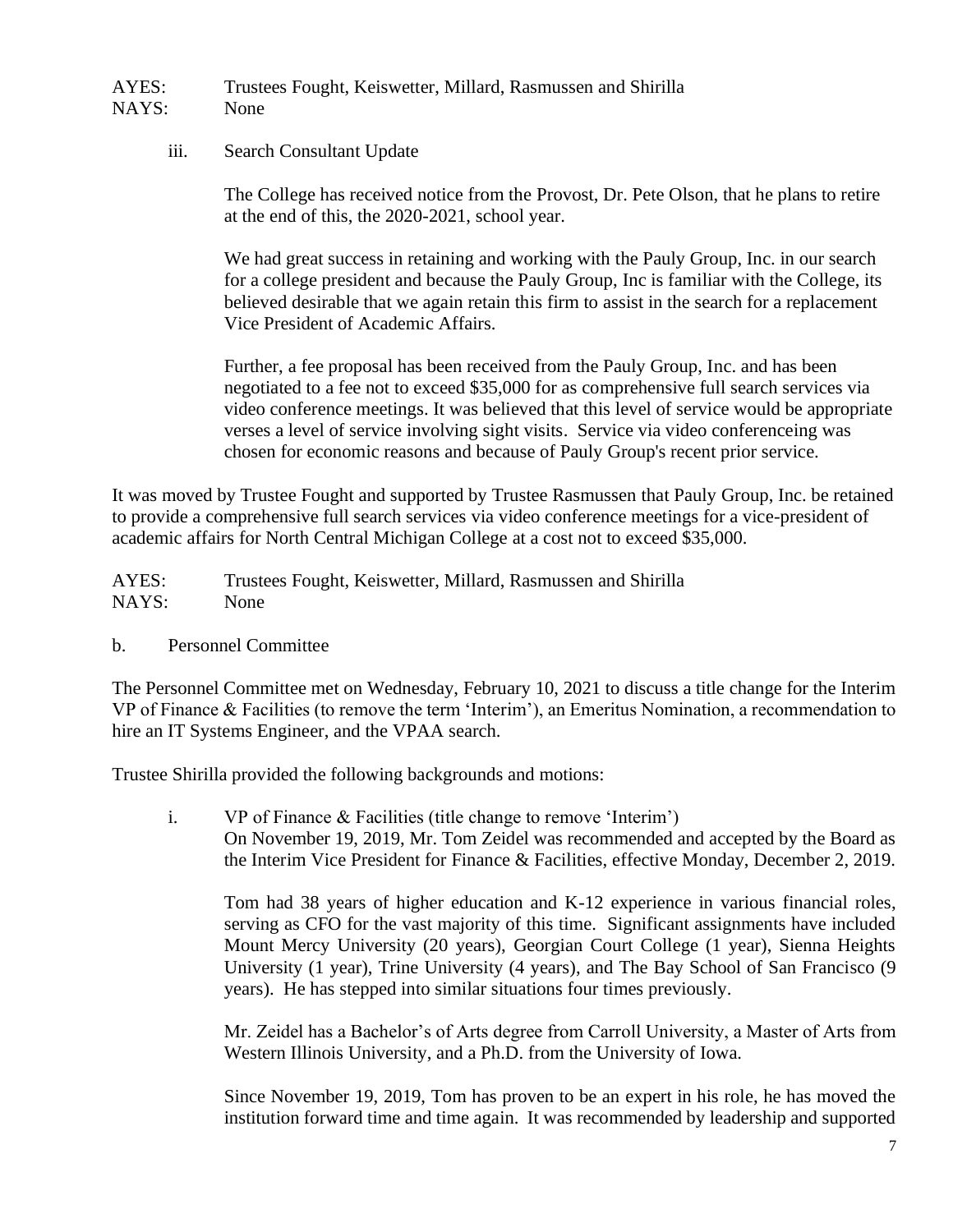AYES: Trustees Fought, Keiswetter, Millard, Rasmussen and Shirilla
NAYS: None

iii. Search Consultant Update

The College has received notice from the Provost, Dr. Pete Olson, that he plans to retire at the end of this, the 2020-2021, school year.

We had great success in retaining and working with the Pauly Group, Inc. in our search for a college president and because the Pauly Group, Inc is familiar with the College, its believed desirable that we again retain this firm to assist in the search for a replacement Vice President of Academic Affairs.

Further, a fee proposal has been received from the Pauly Group, Inc. and has been negotiated to a fee not to exceed $35,000 for as comprehensive full search services via video conference meetings. It was believed that this level of service would be appropriate verses a level of service involving sight visits. Service via video conferenceing was chosen for economic reasons and because of Pauly Group's recent prior service.

It was moved by Trustee Fought and supported by Trustee Rasmussen that Pauly Group, Inc. be retained to provide a comprehensive full search services via video conference meetings for a vice-president of academic affairs for North Central Michigan College at a cost not to exceed $35,000.

AYES: Trustees Fought, Keiswetter, Millard, Rasmussen and Shirilla
NAYS: None

b. Personnel Committee

The Personnel Committee met on Wednesday, February 10, 2021 to discuss a title change for the Interim VP of Finance & Facilities (to remove the term 'Interim'), an Emeritus Nomination, a recommendation to hire an IT Systems Engineer, and the VPAA search.

Trustee Shirilla provided the following backgrounds and motions:

i. VP of Finance & Facilities (title change to remove 'Interim')
On November 19, 2019, Mr. Tom Zeidel was recommended and accepted by the Board as the Interim Vice President for Finance & Facilities, effective Monday, December 2, 2019.

Tom had 38 years of higher education and K-12 experience in various financial roles, serving as CFO for the vast majority of this time. Significant assignments have included Mount Mercy University (20 years), Georgian Court College (1 year), Sienna Heights University (1 year), Trine University (4 years), and The Bay School of San Francisco (9 years). He has stepped into similar situations four times previously.

Mr. Zeidel has a Bachelor's of Arts degree from Carroll University, a Master of Arts from Western Illinois University, and a Ph.D. from the University of Iowa.

Since November 19, 2019, Tom has proven to be an expert in his role, he has moved the institution forward time and time again. It was recommended by leadership and supported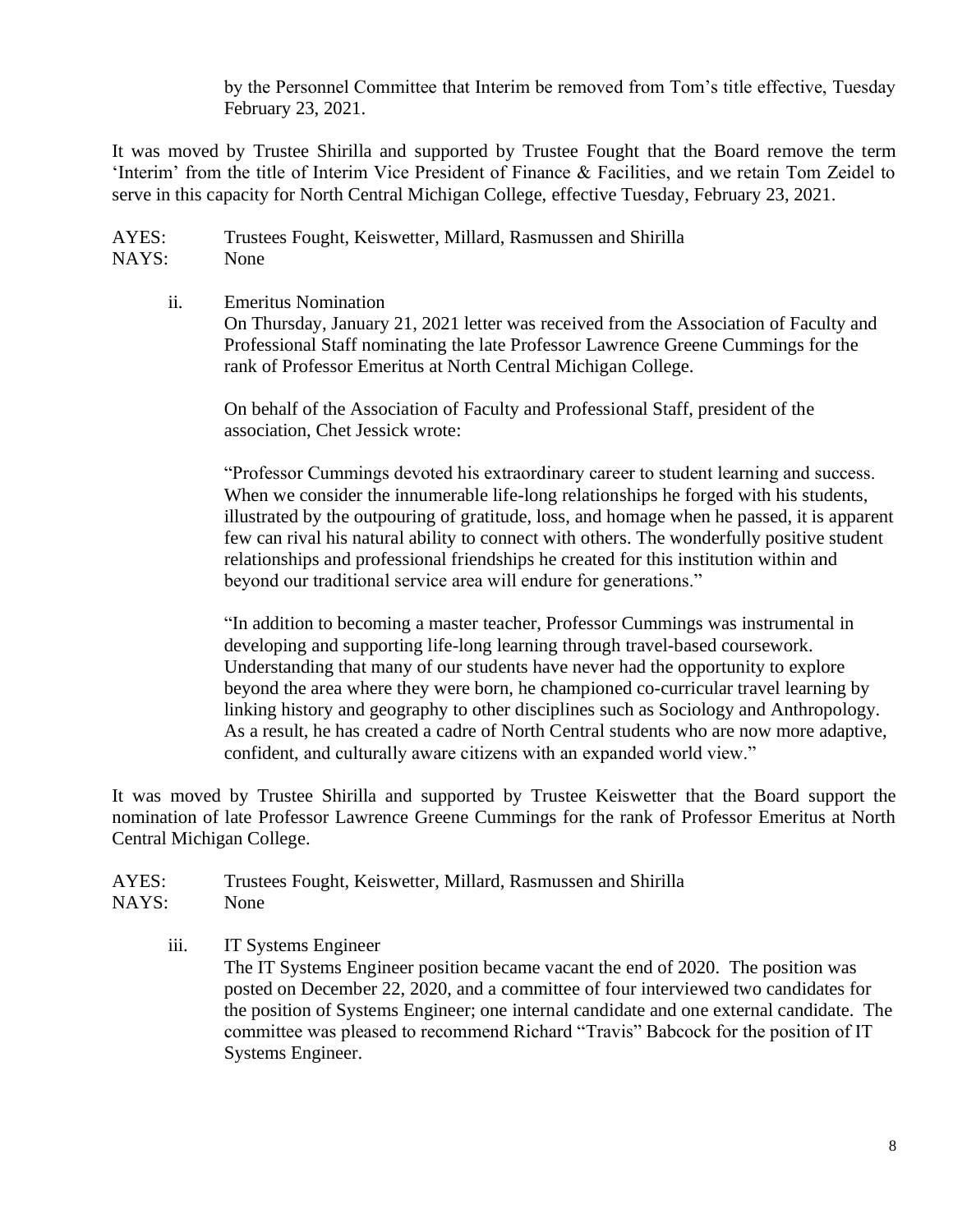by the Personnel Committee that Interim be removed from Tom's title effective, Tuesday February 23, 2021.

It was moved by Trustee Shirilla and supported by Trustee Fought that the Board remove the term 'Interim' from the title of Interim Vice President of Finance & Facilities, and we retain Tom Zeidel to serve in this capacity for North Central Michigan College, effective Tuesday, February 23, 2021.

AYES: Trustees Fought, Keiswetter, Millard, Rasmussen and Shirilla
NAYS: None

ii. Emeritus Nomination

On Thursday, January 21, 2021 letter was received from the Association of Faculty and Professional Staff nominating the late Professor Lawrence Greene Cummings for the rank of Professor Emeritus at North Central Michigan College.

On behalf of the Association of Faculty and Professional Staff, president of the association, Chet Jessick wrote:

"Professor Cummings devoted his extraordinary career to student learning and success. When we consider the innumerable life-long relationships he forged with his students, illustrated by the outpouring of gratitude, loss, and homage when he passed, it is apparent few can rival his natural ability to connect with others. The wonderfully positive student relationships and professional friendships he created for this institution within and beyond our traditional service area will endure for generations."

"In addition to becoming a master teacher, Professor Cummings was instrumental in developing and supporting life-long learning through travel-based coursework. Understanding that many of our students have never had the opportunity to explore beyond the area where they were born, he championed co-curricular travel learning by linking history and geography to other disciplines such as Sociology and Anthropology. As a result, he has created a cadre of North Central students who are now more adaptive, confident, and culturally aware citizens with an expanded world view."

It was moved by Trustee Shirilla and supported by Trustee Keiswetter that the Board support the nomination of late Professor Lawrence Greene Cummings for the rank of Professor Emeritus at North Central Michigan College.

AYES: Trustees Fought, Keiswetter, Millard, Rasmussen and Shirilla
NAYS: None

iii. IT Systems Engineer

The IT Systems Engineer position became vacant the end of 2020. The position was posted on December 22, 2020, and a committee of four interviewed two candidates for the position of Systems Engineer; one internal candidate and one external candidate. The committee was pleased to recommend Richard "Travis" Babcock for the position of IT Systems Engineer.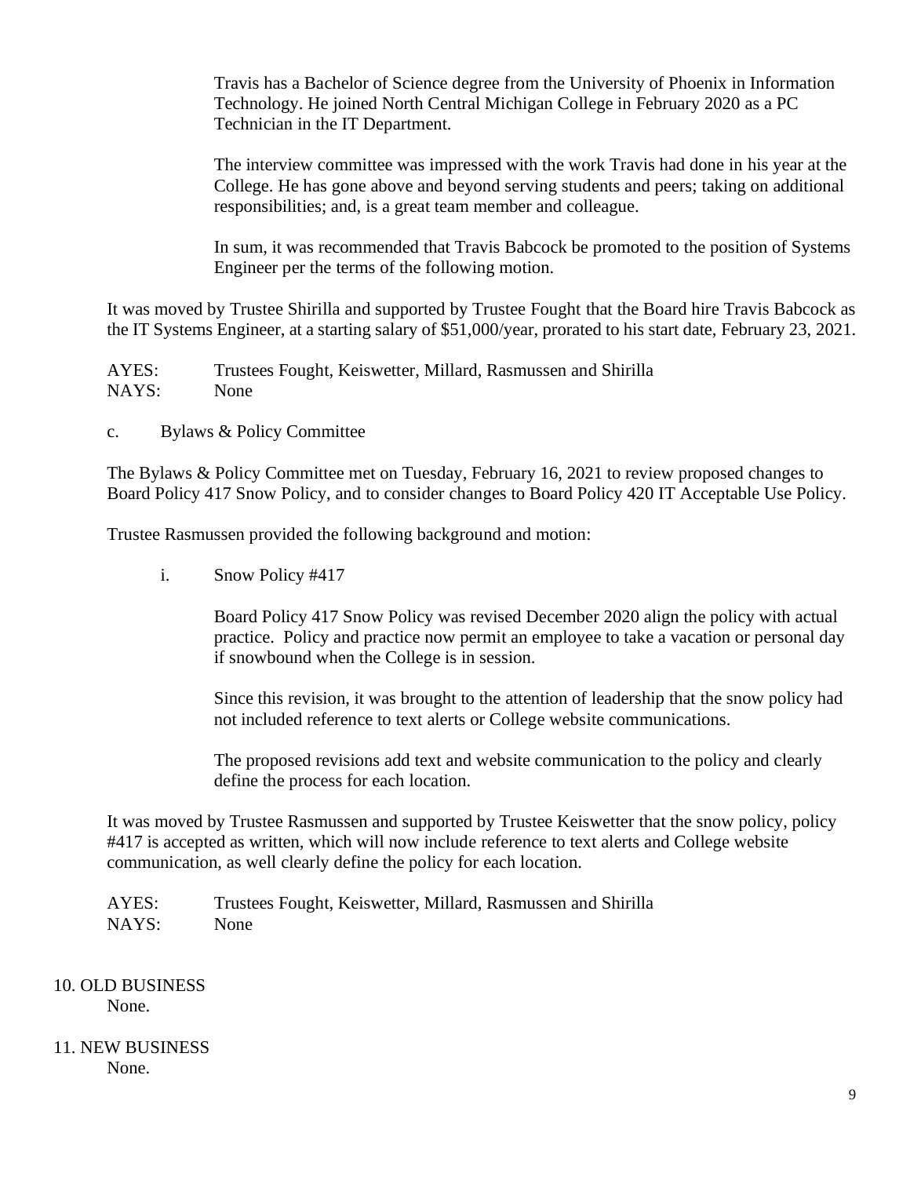Travis has a Bachelor of Science degree from the University of Phoenix in Information Technology. He joined North Central Michigan College in February 2020 as a PC Technician in the IT Department.

The interview committee was impressed with the work Travis had done in his year at the College. He has gone above and beyond serving students and peers; taking on additional responsibilities; and, is a great team member and colleague.

In sum, it was recommended that Travis Babcock be promoted to the position of Systems Engineer per the terms of the following motion.

It was moved by Trustee Shirilla and supported by Trustee Fought that the Board hire Travis Babcock as the IT Systems Engineer, at a starting salary of $51,000/year, prorated to his start date, February 23, 2021.

AYES: Trustees Fought, Keiswetter, Millard, Rasmussen and Shirilla
NAYS: None

c. Bylaws & Policy Committee

The Bylaws & Policy Committee met on Tuesday, February 16, 2021 to review proposed changes to Board Policy 417 Snow Policy, and to consider changes to Board Policy 420 IT Acceptable Use Policy.

Trustee Rasmussen provided the following background and motion:

i. Snow Policy #417

Board Policy 417 Snow Policy was revised December 2020 align the policy with actual practice. Policy and practice now permit an employee to take a vacation or personal day if snowbound when the College is in session.

Since this revision, it was brought to the attention of leadership that the snow policy had not included reference to text alerts or College website communications.

The proposed revisions add text and website communication to the policy and clearly define the process for each location.

It was moved by Trustee Rasmussen and supported by Trustee Keiswetter that the snow policy, policy #417 is accepted as written, which will now include reference to text alerts and College website communication, as well clearly define the policy for each location.

AYES: Trustees Fought, Keiswetter, Millard, Rasmussen and Shirilla
NAYS: None

10. OLD BUSINESS
None.

11. NEW BUSINESS
None.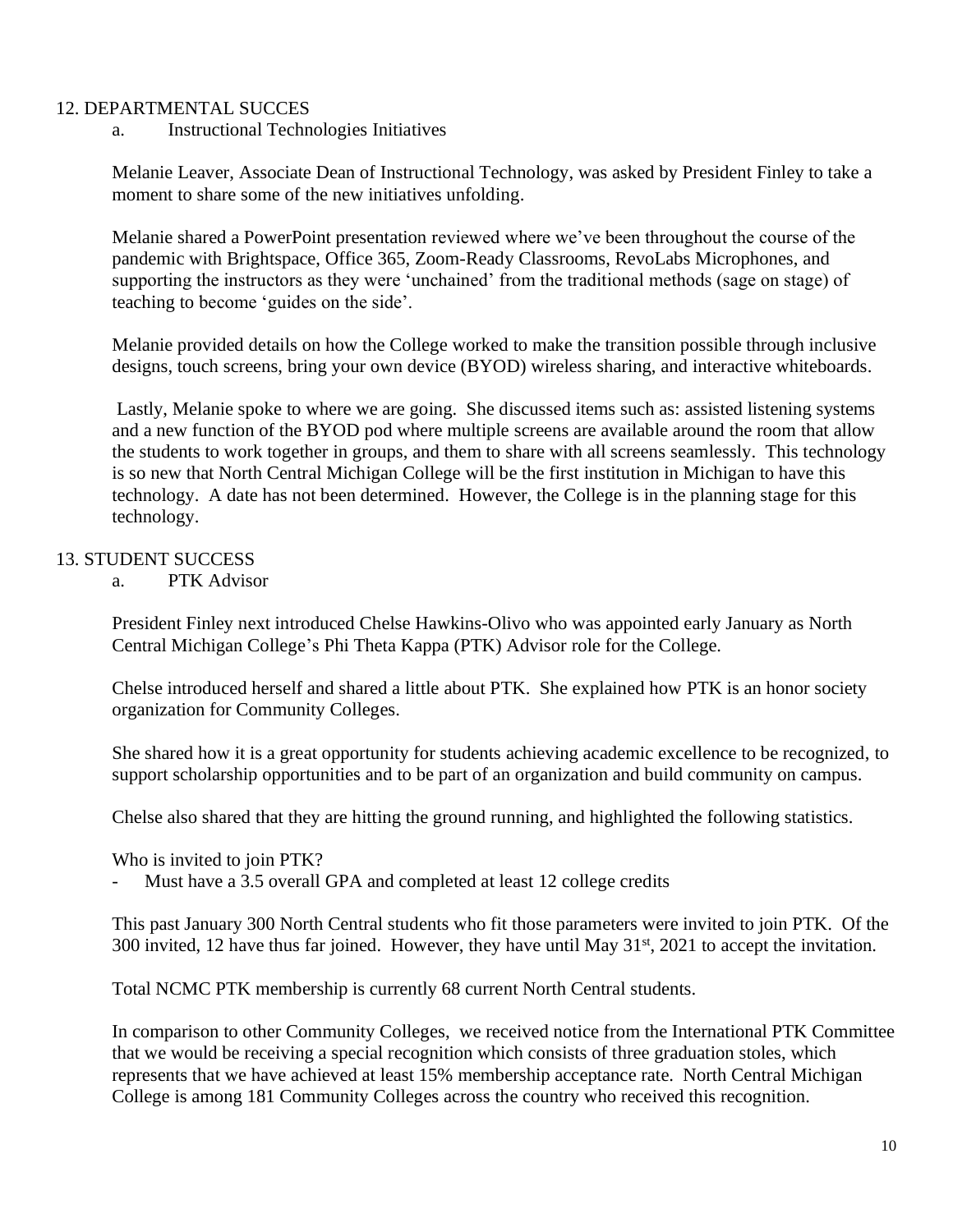## 12. DEPARTMENTAL SUCCES

a. Instructional Technologies Initiatives

Melanie Leaver, Associate Dean of Instructional Technology, was asked by President Finley to take a moment to share some of the new initiatives unfolding.

Melanie shared a PowerPoint presentation reviewed where we've been throughout the course of the pandemic with Brightspace, Office 365, Zoom-Ready Classrooms, RevoLabs Microphones, and supporting the instructors as they were 'unchained' from the traditional methods (sage on stage) of teaching to become 'guides on the side'.

Melanie provided details on how the College worked to make the transition possible through inclusive designs, touch screens, bring your own device (BYOD) wireless sharing, and interactive whiteboards.

Lastly, Melanie spoke to where we are going. She discussed items such as: assisted listening systems and a new function of the BYOD pod where multiple screens are available around the room that allow the students to work together in groups, and them to share with all screens seamlessly. This technology is so new that North Central Michigan College will be the first institution in Michigan to have this technology. A date has not been determined. However, the College is in the planning stage for this technology.

## 13. STUDENT SUCCESS

a. PTK Advisor

President Finley next introduced Chelse Hawkins-Olivo who was appointed early January as North Central Michigan College's Phi Theta Kappa (PTK) Advisor role for the College.

Chelse introduced herself and shared a little about PTK. She explained how PTK is an honor society organization for Community Colleges.

She shared how it is a great opportunity for students achieving academic excellence to be recognized, to support scholarship opportunities and to be part of an organization and build community on campus.

Chelse also shared that they are hitting the ground running, and highlighted the following statistics.

Who is invited to join PTK?

- Must have a 3.5 overall GPA and completed at least 12 college credits

This past January 300 North Central students who fit those parameters were invited to join PTK. Of the 300 invited, 12 have thus far joined. However, they have until May 31st, 2021 to accept the invitation.

Total NCMC PTK membership is currently 68 current North Central students.

In comparison to other Community Colleges, we received notice from the International PTK Committee that we would be receiving a special recognition which consists of three graduation stoles, which represents that we have achieved at least 15% membership acceptance rate. North Central Michigan College is among 181 Community Colleges across the country who received this recognition.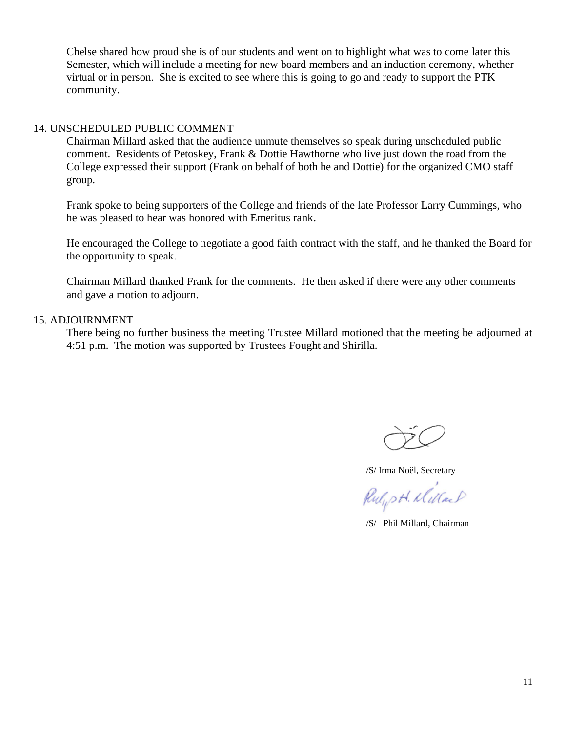Chelse shared how proud she is of our students and went on to highlight what was to come later this Semester, which will include a meeting for new board members and an induction ceremony, whether virtual or in person. She is excited to see where this is going to go and ready to support the PTK community.

14. UNSCHEDULED PUBLIC COMMENT

Chairman Millard asked that the audience unmute themselves so speak during unscheduled public comment. Residents of Petoskey, Frank & Dottie Hawthorne who live just down the road from the College expressed their support (Frank on behalf of both he and Dottie) for the organized CMO staff group.

Frank spoke to being supporters of the College and friends of the late Professor Larry Cummings, who he was pleased to hear was honored with Emeritus rank.

He encouraged the College to negotiate a good faith contract with the staff, and he thanked the Board for the opportunity to speak.

Chairman Millard thanked Frank for the comments. He then asked if there were any other comments and gave a motion to adjourn.

15. ADJOURNMENT

There being no further business the meeting Trustee Millard motioned that the meeting be adjourned at 4:51 p.m. The motion was supported by Trustees Fought and Shirilla.

/S/ Irma Noël, Secretary

/S/ Phil Millard, Chairman